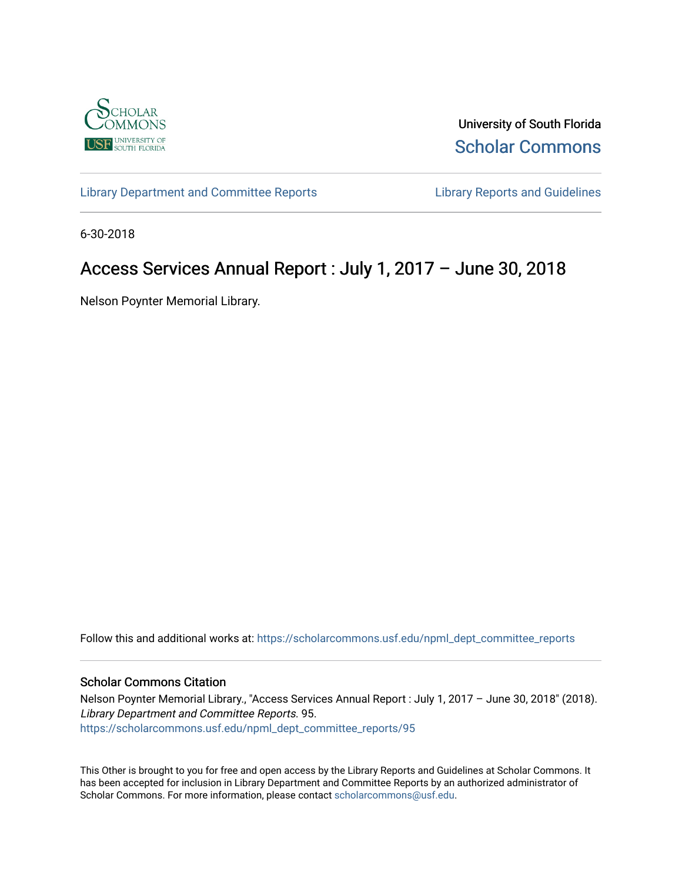University of South Florida

Scholar Commons

Library Department and Committee Reports

Library Reports and Guidelines

6-30-2018

# Access Services Annual Report : July 1, 2017 – June 30, 2018

Nelson Poynter Memorial Library.

Follow this and additional works at: https://scholarcommons.usf.edu/npml_dept_committee_reports

### Scholar Commons Citation

Nelson Poynter Memorial Library., "Access Services Annual Report : July 1, 2017 – June 30, 2018" (2018). *Library Department and Committee Reports*. 95.
https://scholarcommons.usf.edu/npml_dept_committee_reports/95

This Other is brought to you for free and open access by the Library Reports and Guidelines at Scholar Commons. It has been accepted for inclusion in Library Department and Committee Reports by an authorized administrator of Scholar Commons. For more information, please contact scholarcommons@usf.edu.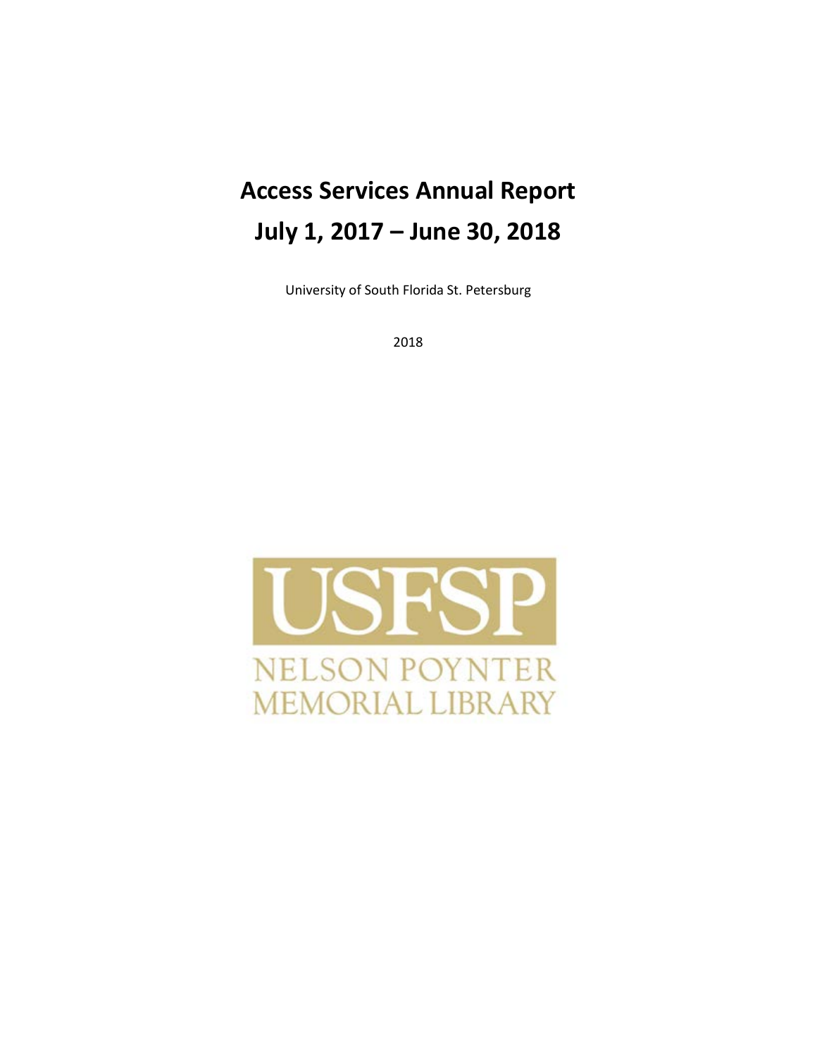# Access Services Annual Report
# July 1, 2017 – June 30, 2018

University of South Florida St. Petersburg

2018

USFSP

NELSON POYNTER MEMORIAL LIBRARY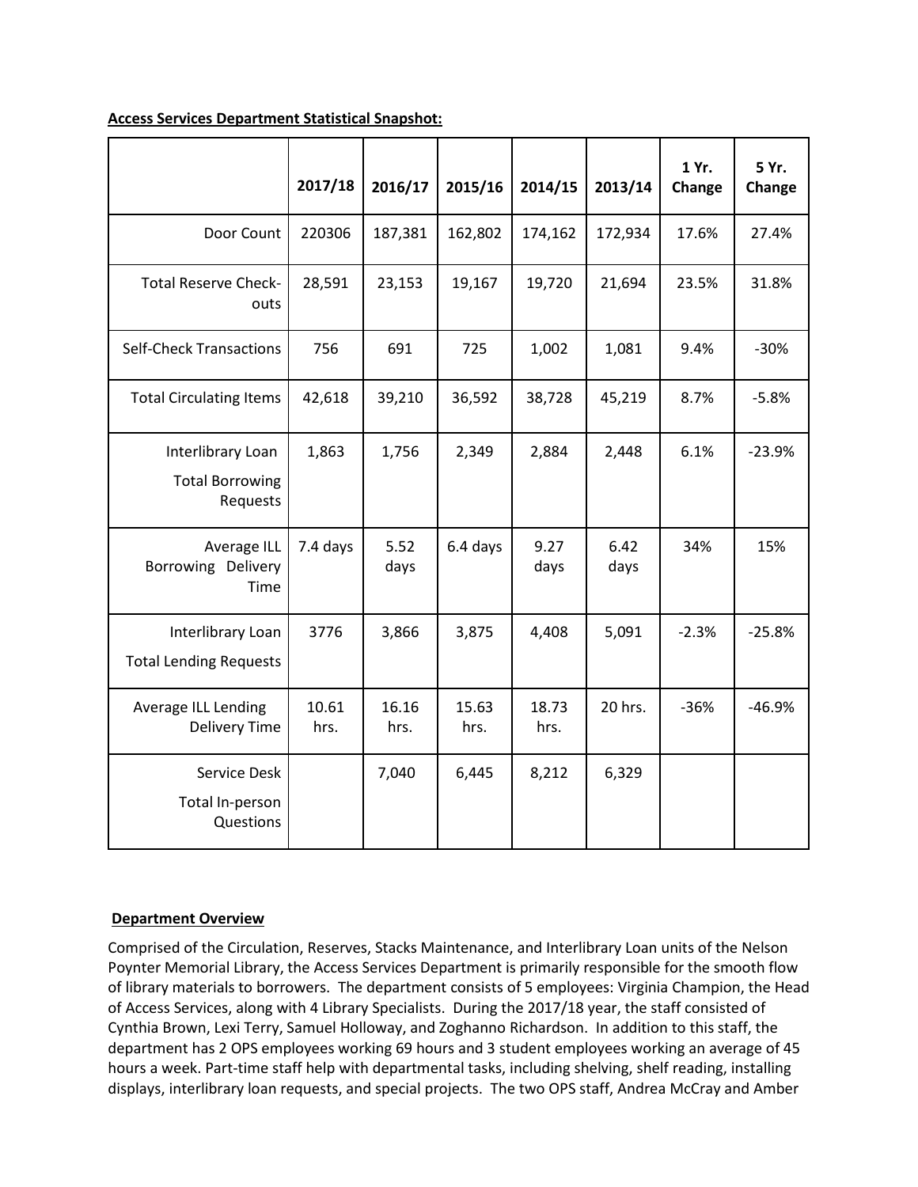**Access Services Department Statistical Snapshot:**

| | 2017/18 | 2016/17 | 2015/16 | 2014/15 | 2013/14 | 1 Yr. Change | 5 Yr. Change |
|---|---|---|---|---|---|---|---|
| Door Count | 220306 | 187,381 | 162,802 | 174,162 | 172,934 | 17.6% | 27.4% |
| Total Reserve Check-outs | 28,591 | 23,153 | 19,167 | 19,720 | 21,694 | 23.5% | 31.8% |
| Self-Check Transactions | 756 | 691 | 725 | 1,002 | 1,081 | 9.4% | -30% |
| Total Circulating Items | 42,618 | 39,210 | 36,592 | 38,728 | 45,219 | 8.7% | -5.8% |
| Interlibrary Loan Total Borrowing Requests | 1,863 | 1,756 | 2,349 | 2,884 | 2,448 | 6.1% | -23.9% |
| Average ILL Borrowing Delivery Time | 7.4 days | 5.52 days | 6.4 days | 9.27 days | 6.42 days | 34% | 15% |
| Interlibrary Loan Total Lending Requests | 3776 | 3,866 | 3,875 | 4,408 | 5,091 | -2.3% | -25.8% |
| Average ILL Lending Delivery Time | 10.61 hrs. | 16.16 hrs. | 15.63 hrs. | 18.73 hrs. | 20 hrs. | -36% | -46.9% |
| Service Desk Total In-person Questions | | 7,040 | 6,445 | 8,212 | 6,329 | | |

**Department Overview**

Comprised of the Circulation, Reserves, Stacks Maintenance, and Interlibrary Loan units of the Nelson Poynter Memorial Library, the Access Services Department is primarily responsible for the smooth flow of library materials to borrowers. The department consists of 5 employees: Virginia Champion, the Head of Access Services, along with 4 Library Specialists. During the 2017/18 year, the staff consisted of Cynthia Brown, Lexi Terry, Samuel Holloway, and Zoghanno Richardson. In addition to this staff, the department has 2 OPS employees working 69 hours and 3 student employees working an average of 45 hours a week. Part-time staff help with departmental tasks, including shelving, shelf reading, installing displays, interlibrary loan requests, and special projects. The two OPS staff, Andrea McCray and Amber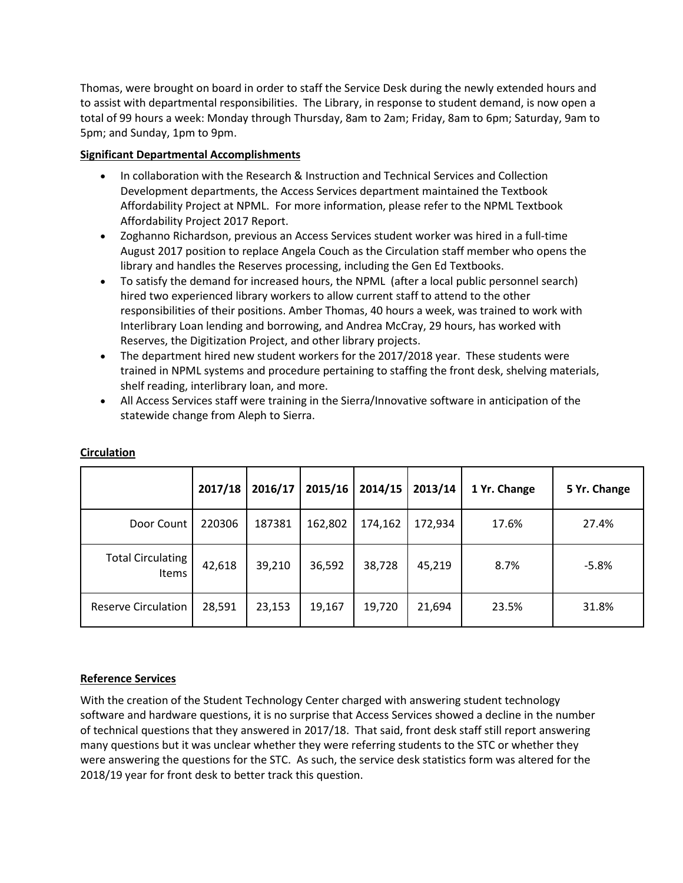Thomas, were brought on board in order to staff the Service Desk during the newly extended hours and to assist with departmental responsibilities. The Library, in response to student demand, is now open a total of 99 hours a week: Monday through Thursday, 8am to 2am; Friday, 8am to 6pm; Saturday, 9am to 5pm; and Sunday, 1pm to 9pm.

**Significant Departmental Accomplishments**

- In collaboration with the Research & Instruction and Technical Services and Collection Development departments, the Access Services department maintained the Textbook Affordability Project at NPML. For more information, please refer to the NPML Textbook Affordability Project 2017 Report.
- Zoghanno Richardson, previous an Access Services student worker was hired in a full-time August 2017 position to replace Angela Couch as the Circulation staff member who opens the library and handles the Reserves processing, including the Gen Ed Textbooks.
- To satisfy the demand for increased hours, the NPML (after a local public personnel search) hired two experienced library workers to allow current staff to attend to the other responsibilities of their positions. Amber Thomas, 40 hours a week, was trained to work with Interlibrary Loan lending and borrowing, and Andrea McCray, 29 hours, has worked with Reserves, the Digitization Project, and other library projects.
- The department hired new student workers for the 2017/2018 year. These students were trained in NPML systems and procedure pertaining to staffing the front desk, shelving materials, shelf reading, interlibrary loan, and more.
- All Access Services staff were training in the Sierra/Innovative software in anticipation of the statewide change from Aleph to Sierra.

**Circulation**

| | 2017/18 | 2016/17 | 2015/16 | 2014/15 | 2013/14 | 1 Yr. Change | 5 Yr. Change |
|---|---|---|---|---|---|---|---|
| Door Count | 220306 | 187381 | 162,802 | 174,162 | 172,934 | 17.6% | 27.4% |
| Total Circulating Items | 42,618 | 39,210 | 36,592 | 38,728 | 45,219 | 8.7% | -5.8% |
| Reserve Circulation | 28,591 | 23,153 | 19,167 | 19,720 | 21,694 | 23.5% | 31.8% |

**Reference Services**

With the creation of the Student Technology Center charged with answering student technology software and hardware questions, it is no surprise that Access Services showed a decline in the number of technical questions that they answered in 2017/18. That said, front desk staff still report answering many questions but it was unclear whether they were referring students to the STC or whether they were answering the questions for the STC. As such, the service desk statistics form was altered for the 2018/19 year for front desk to better track this question.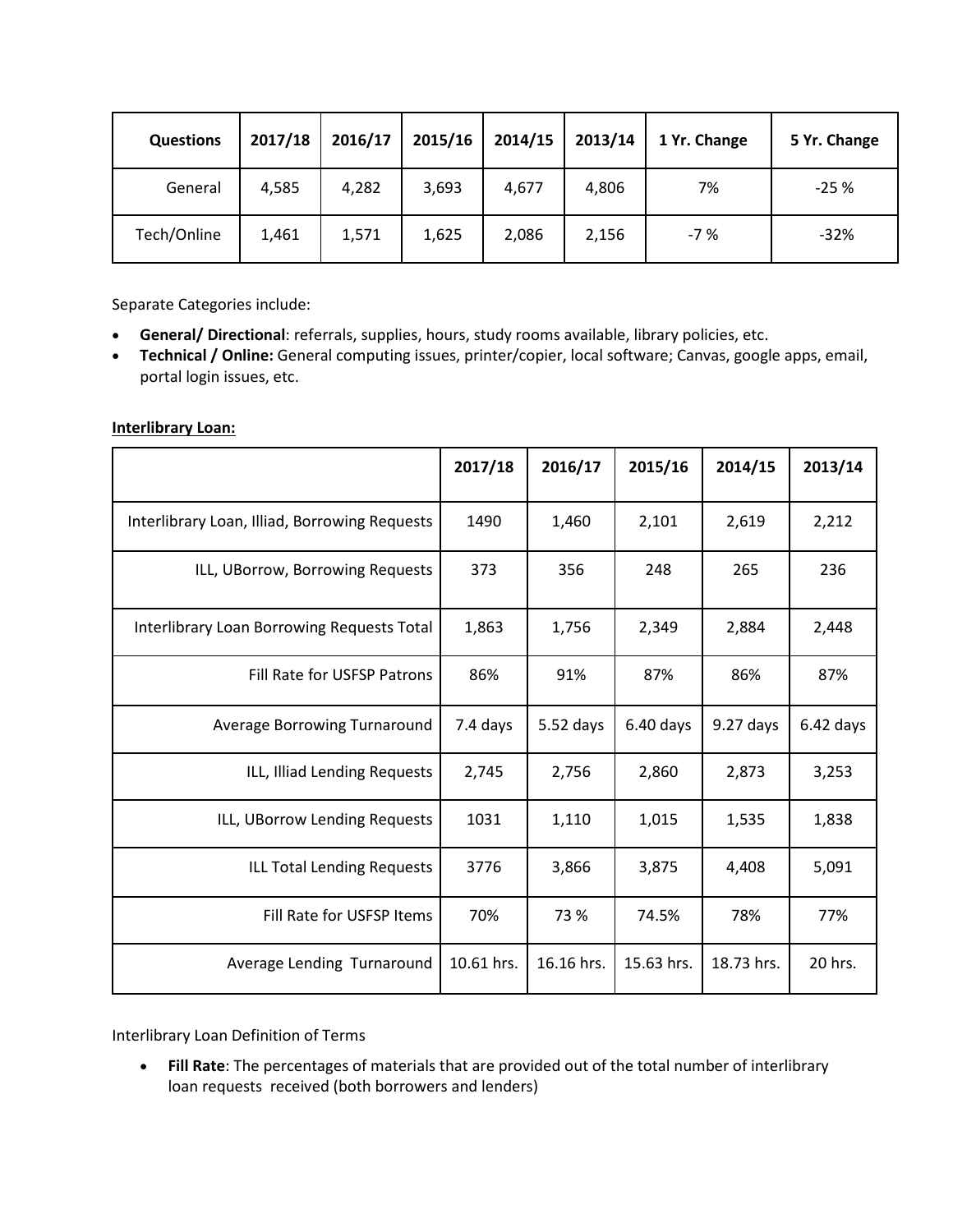| Questions | 2017/18 | 2016/17 | 2015/16 | 2014/15 | 2013/14 | 1 Yr. Change | 5 Yr. Change |
|---|---|---|---|---|---|---|---|
| General | 4,585 | 4,282 | 3,693 | 4,677 | 4,806 | 7% | -25 % |
| Tech/Online | 1,461 | 1,571 | 1,625 | 2,086 | 2,156 | -7 % | -32% |

Separate Categories include:

- **General/ Directional**: referrals, supplies, hours, study rooms available, library policies, etc.
- **Technical / Online:** General computing issues, printer/copier, local software; Canvas, google apps, email, portal login issues, etc.

**Interlibrary Loan:**

| | 2017/18 | 2016/17 | 2015/16 | 2014/15 | 2013/14 |
|---|---|---|---|---|---|
| Interlibrary Loan, Illiad, Borrowing Requests | 1490 | 1,460 | 2,101 | 2,619 | 2,212 |
| ILL, UBorrow, Borrowing Requests | 373 | 356 | 248 | 265 | 236 |
| Interlibrary Loan Borrowing Requests Total | 1,863 | 1,756 | 2,349 | 2,884 | 2,448 |
| Fill Rate for USFSP Patrons | 86% | 91% | 87% | 86% | 87% |
| Average Borrowing Turnaround | 7.4 days | 5.52 days | 6.40 days | 9.27 days | 6.42 days |
| ILL, Illiad Lending Requests | 2,745 | 2,756 | 2,860 | 2,873 | 3,253 |
| ILL, UBorrow Lending Requests | 1031 | 1,110 | 1,015 | 1,535 | 1,838 |
| ILL Total Lending Requests | 3776 | 3,866 | 3,875 | 4,408 | 5,091 |
| Fill Rate for USFSP Items | 70% | 73 % | 74.5% | 78% | 77% |
| Average Lending Turnaround | 10.61 hrs. | 16.16 hrs. | 15.63 hrs. | 18.73 hrs. | 20 hrs. |

Interlibrary Loan Definition of Terms

- **Fill Rate**: The percentages of materials that are provided out of the total number of interlibrary loan requests received (both borrowers and lenders)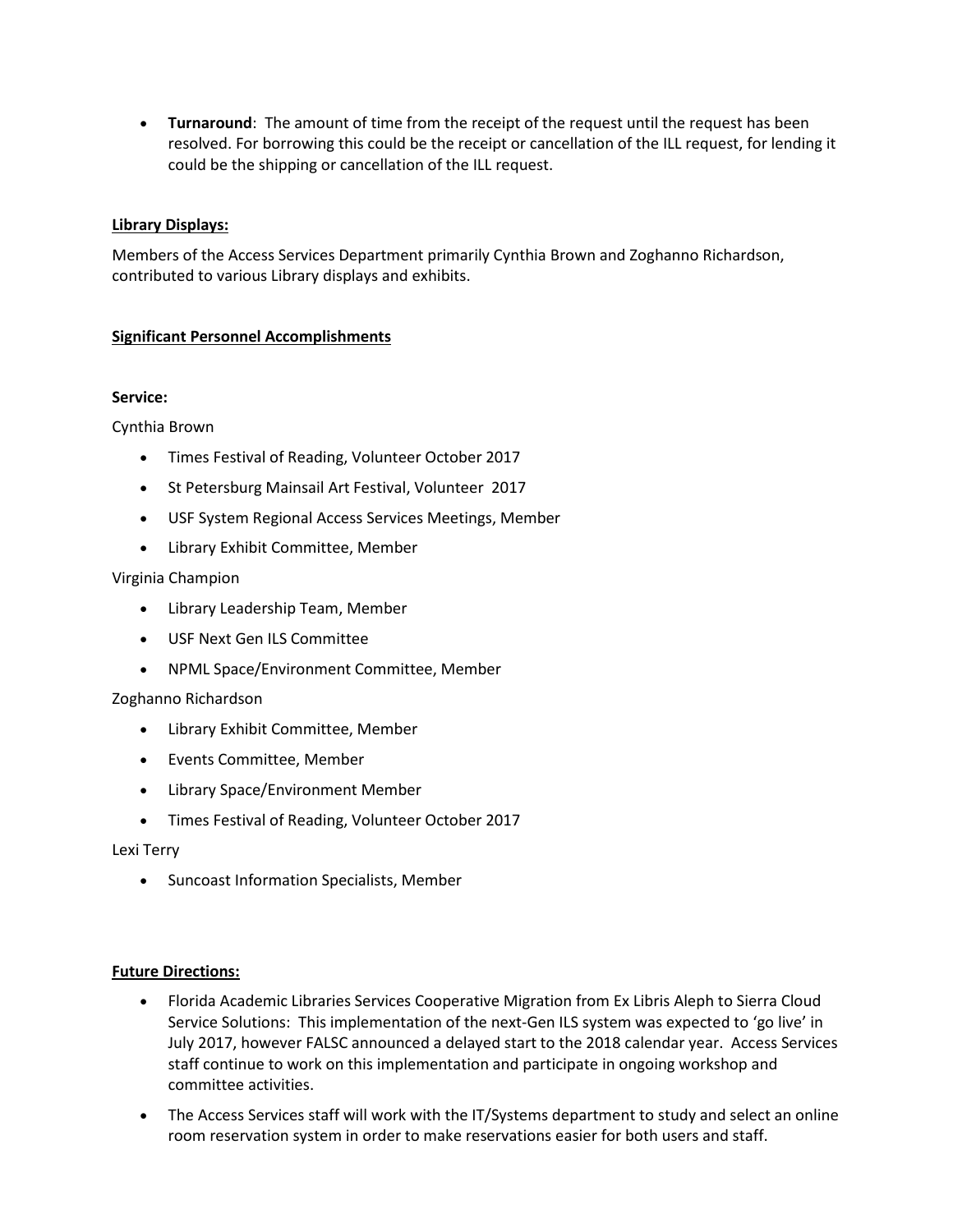- **Turnaround**: The amount of time from the receipt of the request until the request has been resolved. For borrowing this could be the receipt or cancellation of the ILL request, for lending it could be the shipping or cancellation of the ILL request.

**Library Displays:**

Members of the Access Services Department primarily Cynthia Brown and Zoghanno Richardson, contributed to various Library displays and exhibits.

**Significant Personnel Accomplishments**

**Service:**

Cynthia Brown

- Times Festival of Reading, Volunteer October 2017
- St Petersburg Mainsail Art Festival, Volunteer 2017
- USF System Regional Access Services Meetings, Member
- Library Exhibit Committee, Member

Virginia Champion

- Library Leadership Team, Member
- USF Next Gen ILS Committee
- NPML Space/Environment Committee, Member

Zoghanno Richardson

- Library Exhibit Committee, Member
- Events Committee, Member
- Library Space/Environment Member
- Times Festival of Reading, Volunteer October 2017

Lexi Terry

- Suncoast Information Specialists, Member

**Future Directions:**

- Florida Academic Libraries Services Cooperative Migration from Ex Libris Aleph to Sierra Cloud Service Solutions: This implementation of the next-Gen ILS system was expected to 'go live' in July 2017, however FALSC announced a delayed start to the 2018 calendar year. Access Services staff continue to work on this implementation and participate in ongoing workshop and committee activities.
- The Access Services staff will work with the IT/Systems department to study and select an online room reservation system in order to make reservations easier for both users and staff.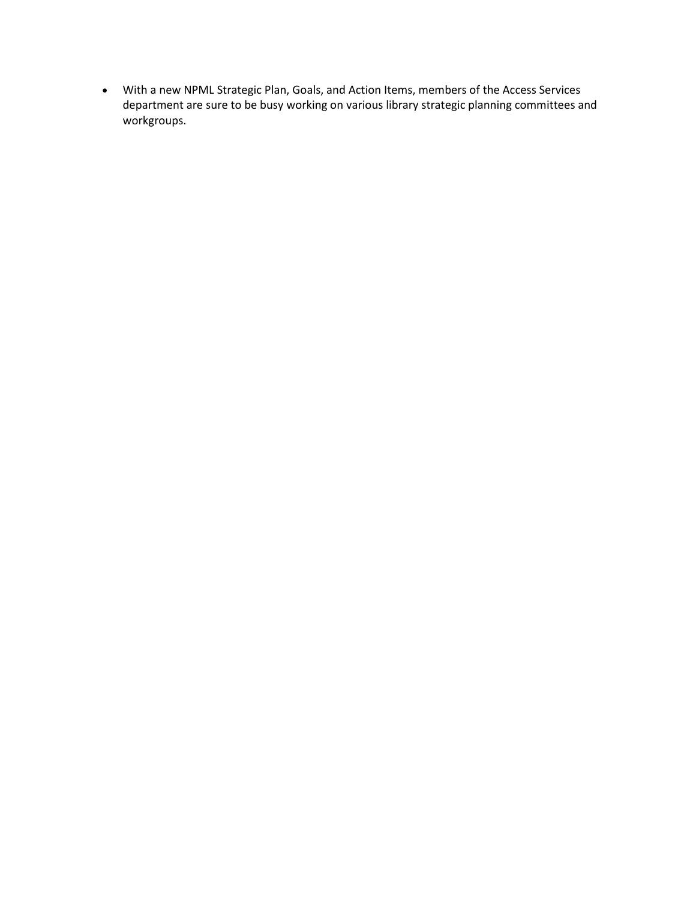- With a new NPML Strategic Plan, Goals, and Action Items, members of the Access Services department are sure to be busy working on various library strategic planning committees and workgroups.